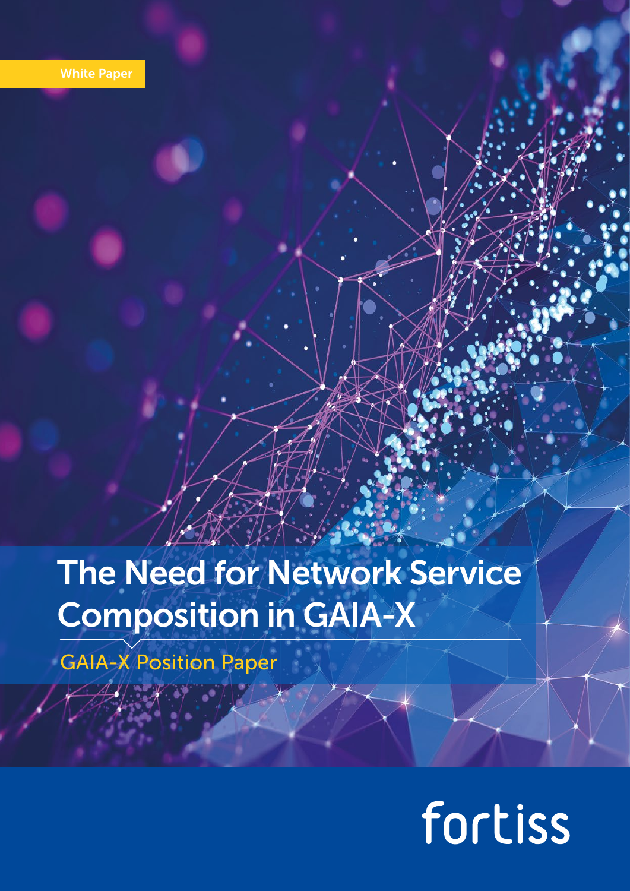White Paper

# The Need for Network Service Composition in GAIA-X

## GAIA-X Position Paper

fortiss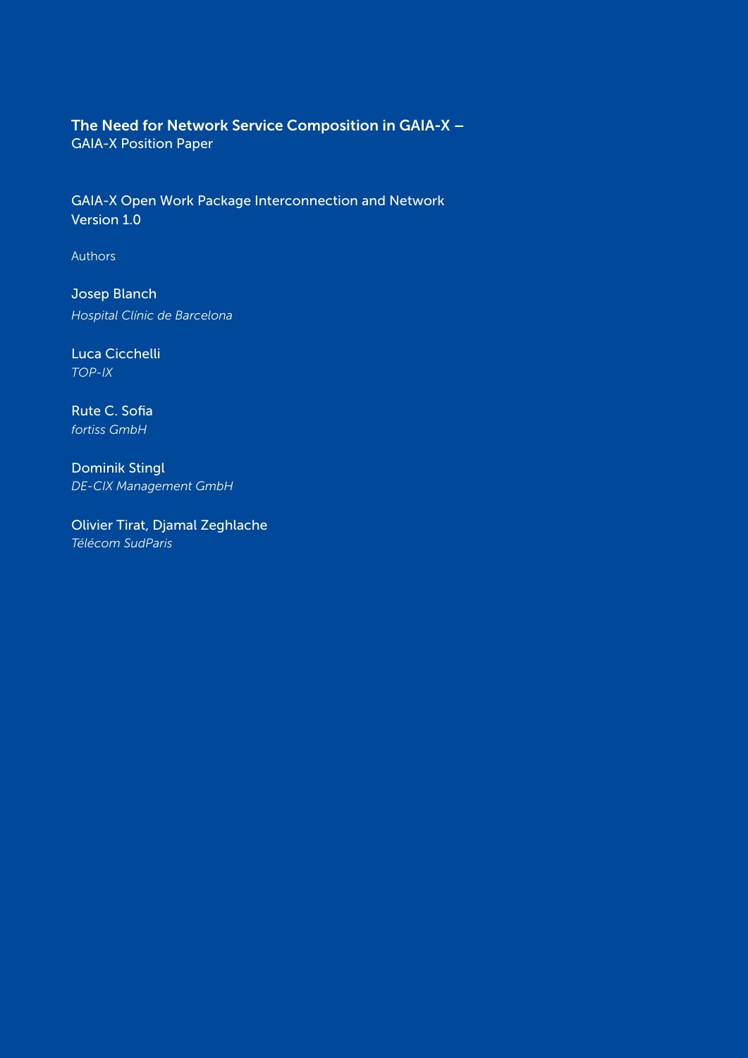**The Need for Network Service Composition in GAIA-X –**
GAIA-X Position Paper

GAIA-X Open Work Package Interconnection and Network
Version 1.0

Authors

Josep Blanch
*Hospital Clínic de Barcelona*

Luca Cicchelli
*TOP-IX*

Rute C. Sofia
*fortiss GmbH*

Dominik Stingl
*DE-CIX Management GmbH*

Olivier Tirat, Djamal Zeghlache
*Télécom SudParis*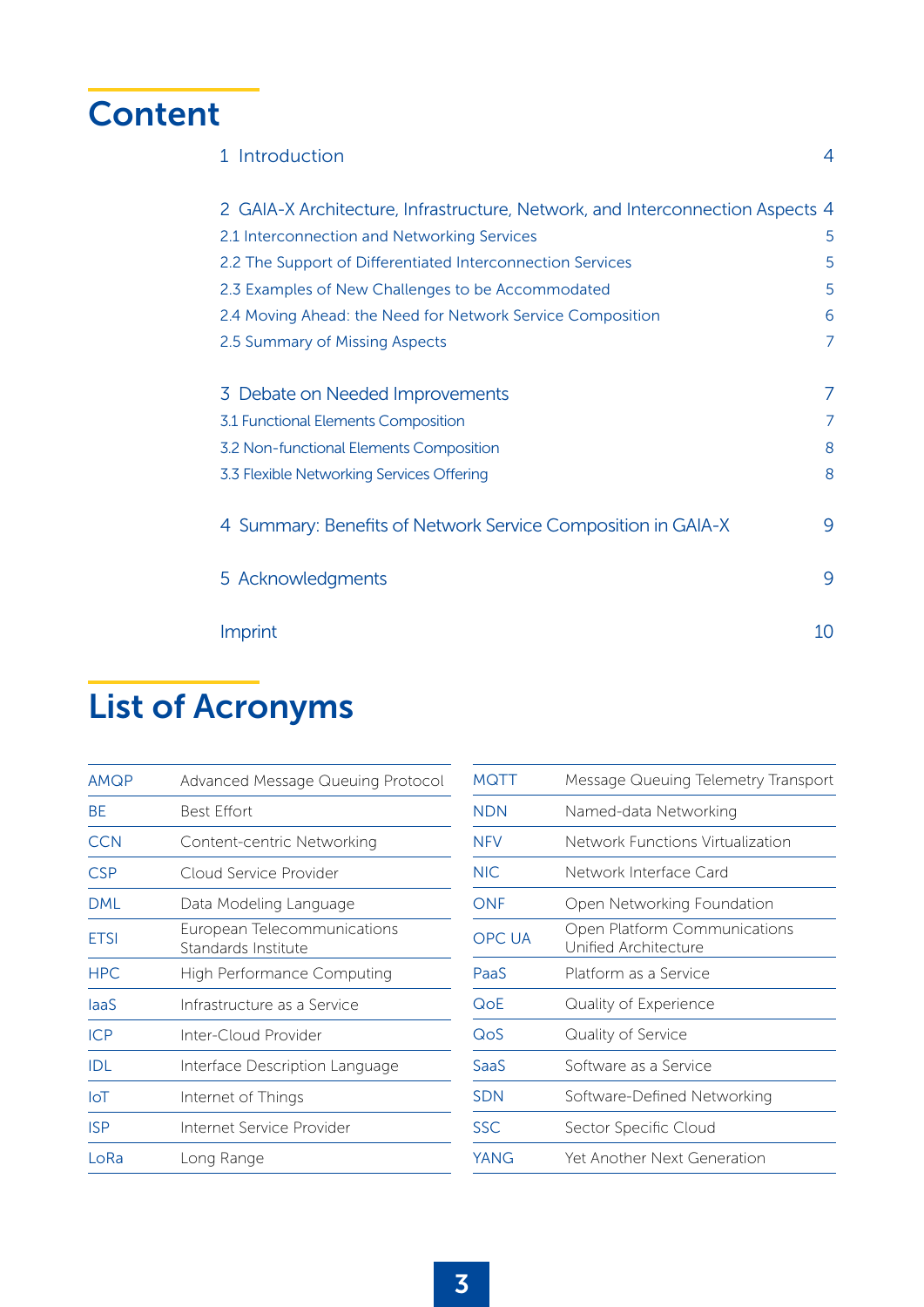# Content

| | |
|---|---|
| 1 Introduction | 4 |
| 2 GAIA-X Architecture, Infrastructure, Network, and Interconnection Aspects | 4 |
| 2.1 Interconnection and Networking Services | 5 |
| 2.2 The Support of Differentiated Interconnection Services | 5 |
| 2.3 Examples of New Challenges to be Accommodated | 5 |
| 2.4 Moving Ahead: the Need for Network Service Composition | 6 |
| 2.5 Summary of Missing Aspects | 7 |
| 3 Debate on Needed Improvements | 7 |
| 3.1 Functional Elements Composition | 7 |
| 3.2 Non-functional Elements Composition | 8 |
| 3.3 Flexible Networking Services Offering | 8 |
| 4 Summary: Benefits of Network Service Composition in GAIA-X | 9 |
| 5 Acknowledgments | 9 |
| Imprint | 10 |

# List of Acronyms

| | |
|---|---|
| AMQP | Advanced Message Queuing Protocol |
| BE | Best Effort |
| CCN | Content-centric Networking |
| CSP | Cloud Service Provider |
| DML | Data Modeling Language |
| ETSI | European Telecommunications Standards Institute |
| HPC | High Performance Computing |
| IaaS | Infrastructure as a Service |
| ICP | Inter-Cloud Provider |
| IDL | Interface Description Language |
| IoT | Internet of Things |
| ISP | Internet Service Provider |
| LoRa | Long Range |
| MQTT | Message Queuing Telemetry Transport |
| NDN | Named-data Networking |
| NFV | Network Functions Virtualization |
| NIC | Network Interface Card |
| ONF | Open Networking Foundation |
| OPC UA | Open Platform Communications Unified Architecture |
| PaaS | Platform as a Service |
| QoE | Quality of Experience |
| QoS | Quality of Service |
| SaaS | Software as a Service |
| SDN | Software-Defined Networking |
| SSC | Sector Specific Cloud |
| YANG | Yet Another Next Generation |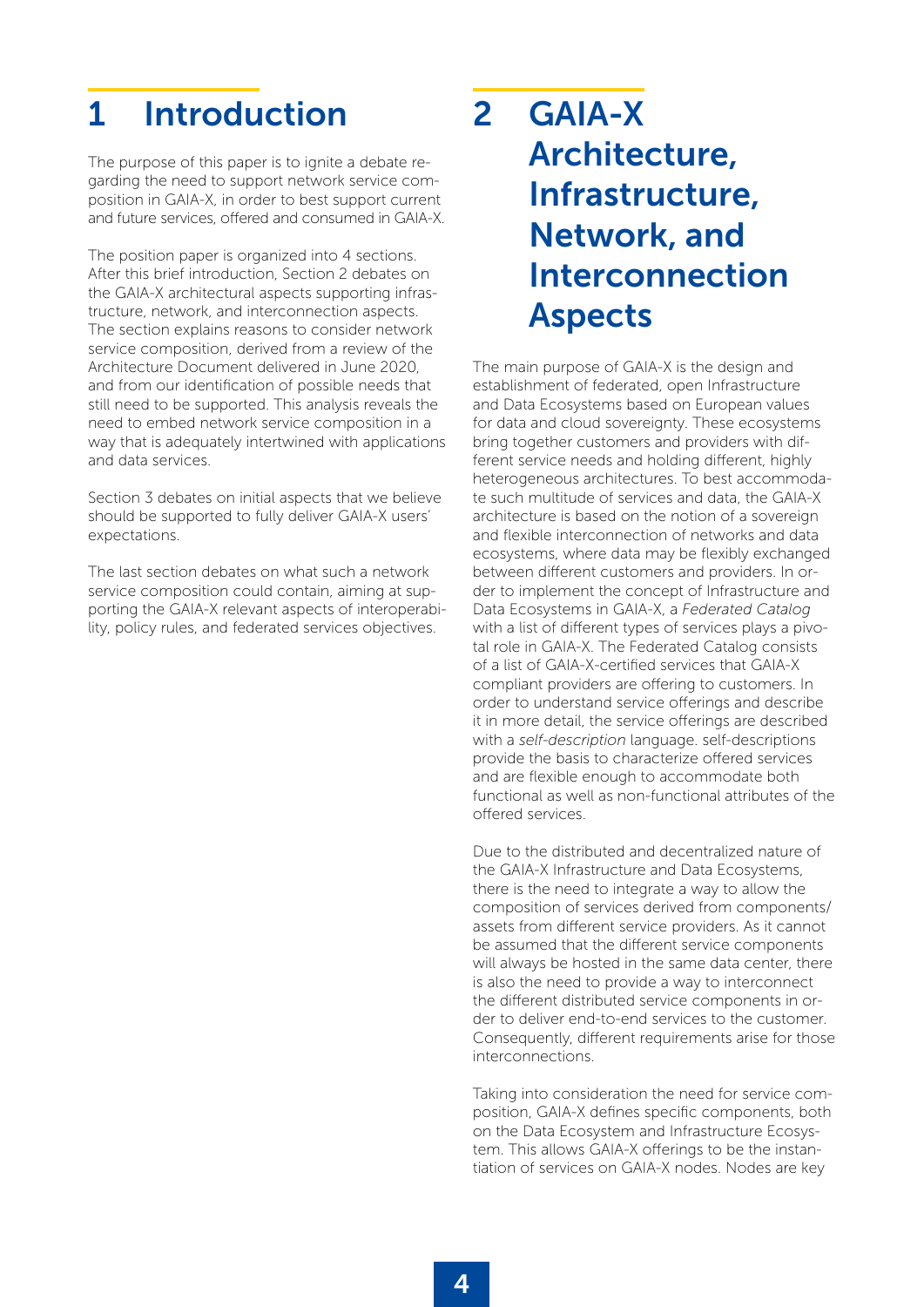# 1 Introduction

The purpose of this paper is to ignite a debate regarding the need to support network service composition in GAIA-X, in order to best support current and future services, offered and consumed in GAIA-X.

The position paper is organized into 4 sections. After this brief introduction, Section 2 debates on the GAIA-X architectural aspects supporting infrastructure, network, and interconnection aspects. The section explains reasons to consider network service composition, derived from a review of the Architecture Document delivered in June 2020, and from our identification of possible needs that still need to be supported. This analysis reveals the need to embed network service composition in a way that is adequately intertwined with applications and data services.

Section 3 debates on initial aspects that we believe should be supported to fully deliver GAIA-X users' expectations.

The last section debates on what such a network service composition could contain, aiming at supporting the GAIA-X relevant aspects of interoperability, policy rules, and federated services objectives.

# 2 GAIA-X Architecture, Infrastructure, Network, and Interconnection Aspects

The main purpose of GAIA-X is the design and establishment of federated, open Infrastructure and Data Ecosystems based on European values for data and cloud sovereignty. These ecosystems bring together customers and providers with different service needs and holding different, highly heterogeneous architectures. To best accommodate such multitude of services and data, the GAIA-X architecture is based on the notion of a sovereign and flexible interconnection of networks and data ecosystems, where data may be flexibly exchanged between different customers and providers. In order to implement the concept of Infrastructure and Data Ecosystems in GAIA-X, a *Federated Catalog* with a list of different types of services plays a pivotal role in GAIA-X. The Federated Catalog consists of a list of GAIA-X-certified services that GAIA-X compliant providers are offering to customers. In order to understand service offerings and describe it in more detail, the service offerings are described with a *self-description* language. self-descriptions provide the basis to characterize offered services and are flexible enough to accommodate both functional as well as non-functional attributes of the offered services.

Due to the distributed and decentralized nature of the GAIA-X Infrastructure and Data Ecosystems, there is the need to integrate a way to allow the composition of services derived from components/assets from different service providers. As it cannot be assumed that the different service components will always be hosted in the same data center, there is also the need to provide a way to interconnect the different distributed service components in order to deliver end-to-end services to the customer. Consequently, different requirements arise for those interconnections.

Taking into consideration the need for service composition, GAIA-X defines specific components, both on the Data Ecosystem and Infrastructure Ecosystem. This allows GAIA-X offerings to be the instantiation of services on GAIA-X nodes. Nodes are key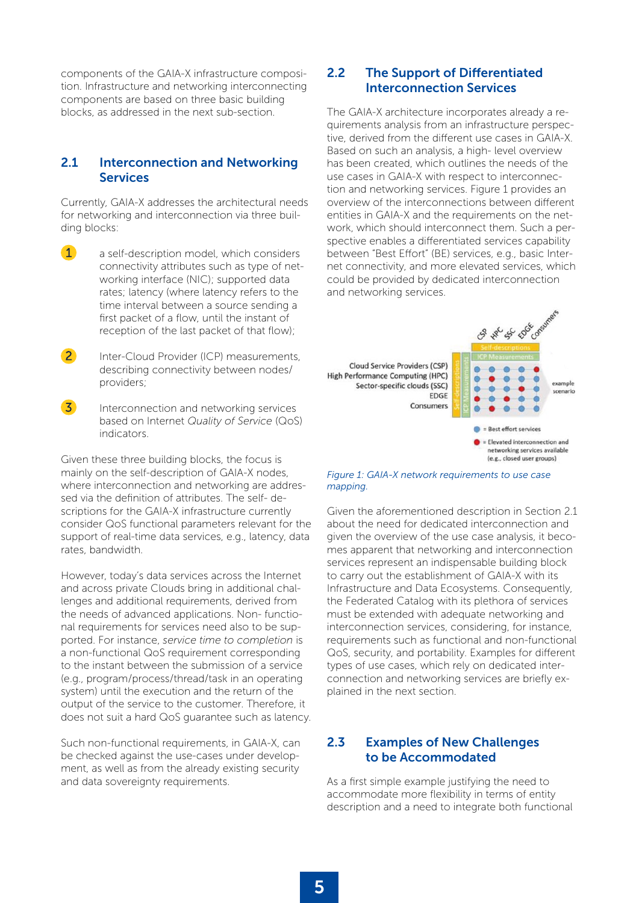components of the GAIA-X infrastructure composition. Infrastructure and networking interconnecting components are based on three basic building blocks, as addressed in the next sub-section.

## 2.1 Interconnection and Networking Services

Currently, GAIA-X addresses the architectural needs for networking and interconnection via three building blocks:

1. a self-description model, which considers connectivity attributes such as type of networking interface (NIC); supported data rates; latency (where latency refers to the time interval between a source sending a first packet of a flow, until the instant of reception of the last packet of that flow);
2. Inter-Cloud Provider (ICP) measurements, describing connectivity between nodes/providers;
3. Interconnection and networking services based on Internet *Quality of Service* (QoS) indicators.

Given these three building blocks, the focus is mainly on the self-description of GAIA-X nodes, where interconnection and networking are addressed via the definition of attributes. The self- descriptions for the GAIA-X infrastructure currently consider QoS functional parameters relevant for the support of real-time data services, e.g., latency, data rates, bandwidth.

However, today's data services across the Internet and across private Clouds bring in additional challenges and additional requirements, derived from the needs of advanced applications. Non- functional requirements for services need also to be supported. For instance, *service time to completion* is a non-functional QoS requirement corresponding to the instant between the submission of a service (e.g., program/process/thread/task in an operating system) until the execution and the return of the output of the service to the customer. Therefore, it does not suit a hard QoS guarantee such as latency.

Such non-functional requirements, in GAIA-X, can be checked against the use-cases under development, as well as from the already existing security and data sovereignty requirements.

## 2.2 The Support of Differentiated Interconnection Services

The GAIA-X architecture incorporates already a requirements analysis from an infrastructure perspective, derived from the different use cases in GAIA-X. Based on such an analysis, a high- level overview has been created, which outlines the needs of the use cases in GAIA-X with respect to interconnection and networking services. Figure 1 provides an overview of the interconnections between different entities in GAIA-X and the requirements on the network, which should interconnect them. Such a perspective enables a differentiated services capability between "Best Effort" (BE) services, e.g., basic Internet connectivity, and more elevated services, which could be provided by dedicated interconnection and networking services.

*Figure 1: GAIA-X network requirements to use case mapping.*

Given the aforementioned description in Section 2.1 about the need for dedicated interconnection and given the overview of the use case analysis, it becomes apparent that networking and interconnection services represent an indispensable building block to carry out the establishment of GAIA-X with its Infrastructure and Data Ecosystems. Consequently, the Federated Catalog with its plethora of services must be extended with adequate networking and interconnection services, considering, for instance, requirements such as functional and non-functional QoS, security, and portability. Examples for different types of use cases, which rely on dedicated interconnection and networking services are briefly explained in the next section.

## 2.3 Examples of New Challenges to be Accommodated

As a first simple example justifying the need to accommodate more flexibility in terms of entity description and a need to integrate both functional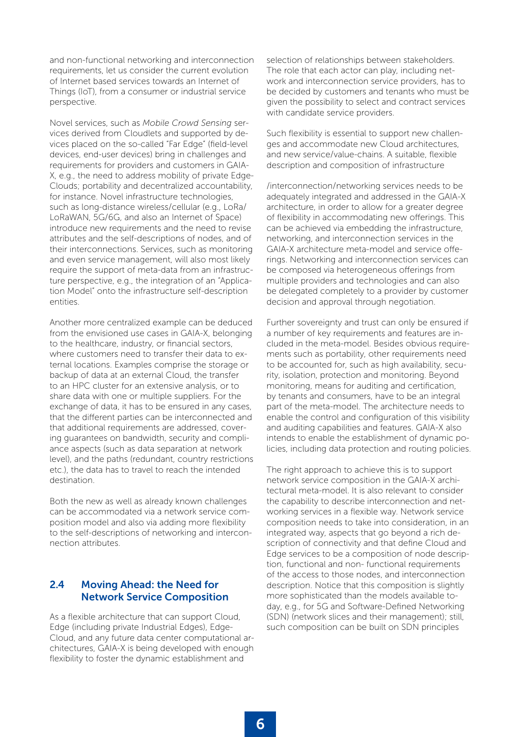and non-functional networking and interconnection requirements, let us consider the current evolution of Internet based services towards an Internet of Things (IoT), from a consumer or industrial service perspective.

Novel services, such as *Mobile Crowd Sensing* services derived from Cloudlets and supported by devices placed on the so-called "Far Edge" (field-level devices, end-user devices) bring in challenges and requirements for providers and customers in GAIA-X, e.g., the need to address mobility of private Edge-Clouds; portability and decentralized accountability, for instance. Novel infrastructure technologies, such as long-distance wireless/cellular (e.g., LoRa/LoRaWAN, 5G/6G, and also an Internet of Space) introduce new requirements and the need to revise attributes and the self-descriptions of nodes, and of their interconnections. Services, such as monitoring and even service management, will also most likely require the support of meta-data from an infrastructure perspective, e.g., the integration of an "Application Model" onto the infrastructure self-description entities.

Another more centralized example can be deduced from the envisioned use cases in GAIA-X, belonging to the healthcare, industry, or financial sectors, where customers need to transfer their data to external locations. Examples comprise the storage or backup of data at an external Cloud, the transfer to an HPC cluster for an extensive analysis, or to share data with one or multiple suppliers. For the exchange of data, it has to be ensured in any cases, that the different parties can be interconnected and that additional requirements are addressed, covering guarantees on bandwidth, security and compliance aspects (such as data separation at network level), and the paths (redundant, country restrictions etc.), the data has to travel to reach the intended destination.

Both the new as well as already known challenges can be accommodated via a network service composition model and also via adding more flexibility to the self-descriptions of networking and interconnection attributes.

## 2.4 Moving Ahead: the Need for Network Service Composition

As a flexible architecture that can support Cloud, Edge (including private Industrial Edges), Edge-Cloud, and any future data center computational architectures, GAIA-X is being developed with enough flexibility to foster the dynamic establishment and selection of relationships between stakeholders. The role that each actor can play, including network and interconnection service providers, has to be decided by customers and tenants who must be given the possibility to select and contract services with candidate service providers.

Such flexibility is essential to support new challenges and accommodate new Cloud architectures, and new service/value-chains. A suitable, flexible description and composition of infrastructure /interconnection/networking services needs to be adequately integrated and addressed in the GAIA-X architecture, in order to allow for a greater degree of flexibility in accommodating new offerings. This can be achieved via embedding the infrastructure, networking, and interconnection services in the GAIA-X architecture meta-model and service offerings. Networking and interconnection services can be composed via heterogeneous offerings from multiple providers and technologies and can also be delegated completely to a provider by customer decision and approval through negotiation.

Further sovereignty and trust can only be ensured if a number of key requirements and features are included in the meta-model. Besides obvious requirements such as portability, other requirements need to be accounted for, such as high availability, security, isolation, protection and monitoring. Beyond monitoring, means for auditing and certification, by tenants and consumers, have to be an integral part of the meta-model. The architecture needs to enable the control and configuration of this visibility and auditing capabilities and features. GAIA-X also intends to enable the establishment of dynamic policies, including data protection and routing policies.

The right approach to achieve this is to support network service composition in the GAIA-X architectural meta-model. It is also relevant to consider the capability to describe interconnection and networking services in a flexible way. Network service composition needs to take into consideration, in an integrated way, aspects that go beyond a rich description of connectivity and that define Cloud and Edge services to be a composition of node description, functional and non- functional requirements of the access to those nodes, and interconnection description. Notice that this composition is slightly more sophisticated than the models available today, e.g., for 5G and Software-Defined Networking (SDN) (network slices and their management); still, such composition can be built on SDN principles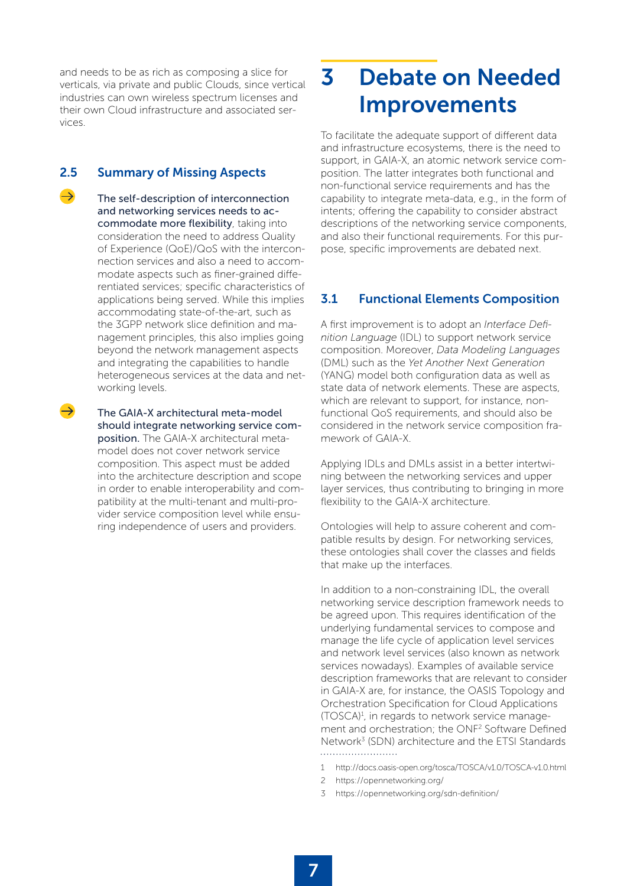and needs to be as rich as composing a slice for verticals, via private and public Clouds, since vertical industries can own wireless spectrum licenses and their own Cloud infrastructure and associated services.

### 2.5 Summary of Missing Aspects

- **The self-description of interconnection and networking services needs to accommodate more flexibility**, taking into consideration the need to address Quality of Experience (QoE)/QoS with the interconnection services and also a need to accommodate aspects such as finer-grained differentiated services; specific characteristics of applications being served. While this implies accommodating state-of-the-art, such as the 3GPP network slice definition and management principles, this also implies going beyond the network management aspects and integrating the capabilities to handle heterogeneous services at the data and networking levels.

- **The GAIA-X architectural meta-model should integrate networking service composition.** The GAIA-X architectural meta-model does not cover network service composition. This aspect must be added into the architecture description and scope in order to enable interoperability and compatibility at the multi-tenant and multi-provider service composition level while ensuring independence of users and providers.

# 3 Debate on Needed Improvements

To facilitate the adequate support of different data and infrastructure ecosystems, there is the need to support, in GAIA-X, an atomic network service composition. The latter integrates both functional and non-functional service requirements and has the capability to integrate meta-data, e.g., in the form of intents; offering the capability to consider abstract descriptions of the networking service components, and also their functional requirements. For this purpose, specific improvements are debated next.

### 3.1 Functional Elements Composition

A first improvement is to adopt an *Interface Definition Language* (IDL) to support network service composition. Moreover, *Data Modeling Languages* (DML) such as the *Yet Another Next Generation* (YANG) model both configuration data as well as state data of network elements. These are aspects, which are relevant to support, for instance, non-functional QoS requirements, and should also be considered in the network service composition framework of GAIA-X.

Applying IDLs and DMLs assist in a better intertwining between the networking services and upper layer services, thus contributing to bringing in more flexibility to the GAIA-X architecture.

Ontologies will help to assure coherent and compatible results by design. For networking services, these ontologies shall cover the classes and fields that make up the interfaces.

In addition to a non-constraining IDL, the overall networking service description framework needs to be agreed upon. This requires identification of the underlying fundamental services to compose and manage the life cycle of application level services and network level services (also known as network services nowadays). Examples of available service description frameworks that are relevant to consider in GAIA-X are, for instance, the OASIS Topology and Orchestration Specification for Cloud Applications (TOSCA)[1], in regards to network service management and orchestration; the ONF[2] Software Defined Network[3] (SDN) architecture and the ETSI Standards

1 http://docs.oasis-open.org/tosca/TOSCA/v1.0/TOSCA-v1.0.html

2 https://opennetworking.org/

3 https://opennetworking.org/sdn-definition/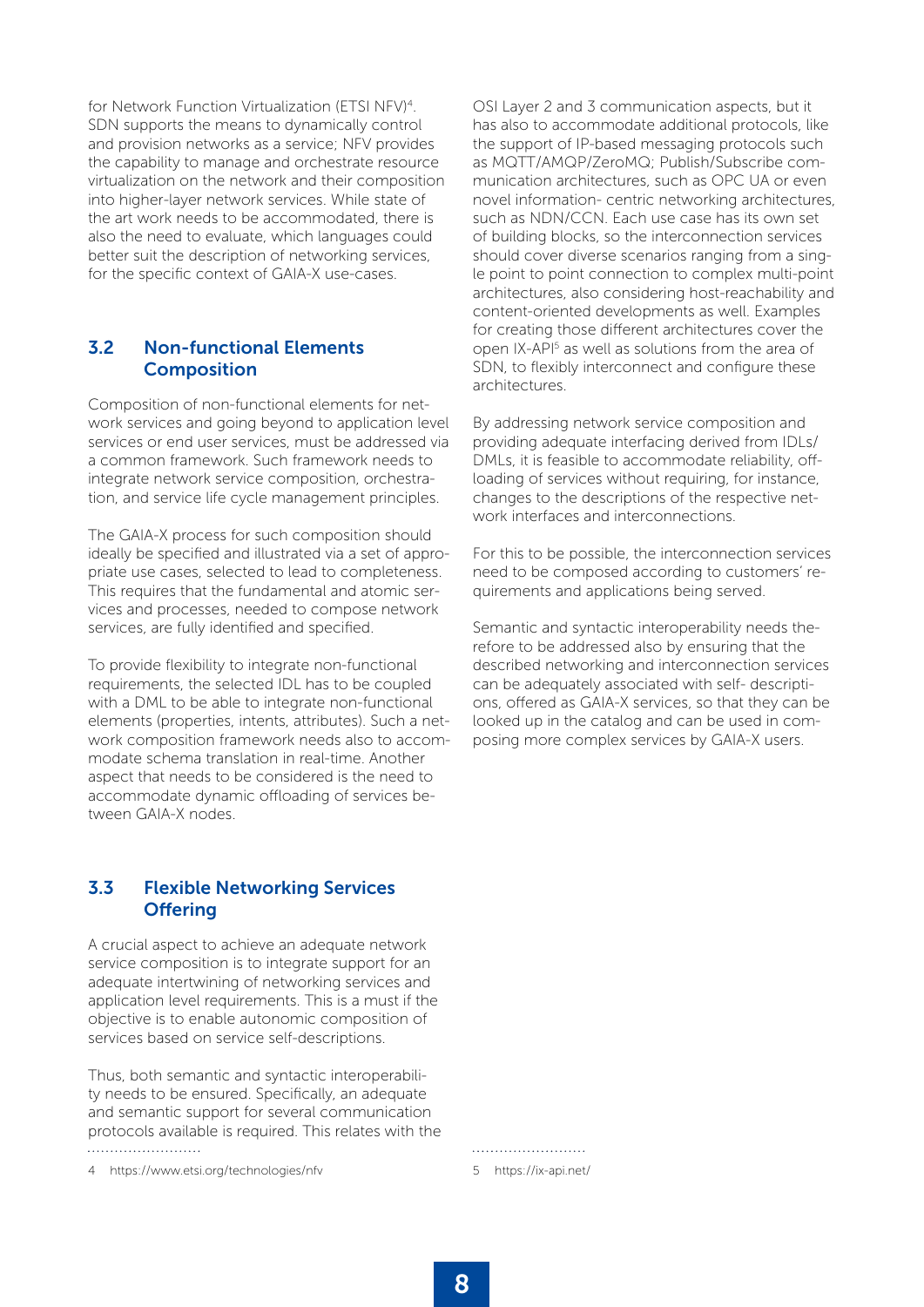for Network Function Virtualization (ETSI NFV)[4]. SDN supports the means to dynamically control and provision networks as a service; NFV provides the capability to manage and orchestrate resource virtualization on the network and their composition into higher-layer network services. While state of the art work needs to be accommodated, there is also the need to evaluate, which languages could better suit the description of networking services, for the specific context of GAIA-X use-cases.

## 3.2 Non-functional Elements Composition

Composition of non-functional elements for network services and going beyond to application level services or end user services, must be addressed via a common framework. Such framework needs to integrate network service composition, orchestration, and service life cycle management principles.

The GAIA-X process for such composition should ideally be specified and illustrated via a set of appropriate use cases, selected to lead to completeness. This requires that the fundamental and atomic services and processes, needed to compose network services, are fully identified and specified.

To provide flexibility to integrate non-functional requirements, the selected IDL has to be coupled with a DML to be able to integrate non-functional elements (properties, intents, attributes). Such a network composition framework needs also to accommodate schema translation in real-time. Another aspect that needs to be considered is the need to accommodate dynamic offloading of services between GAIA-X nodes.

## 3.3 Flexible Networking Services Offering

A crucial aspect to achieve an adequate network service composition is to integrate support for an adequate intertwining of networking services and application level requirements. This is a must if the objective is to enable autonomic composition of services based on service self-descriptions.

Thus, both semantic and syntactic interoperability needs to be ensured. Specifically, an adequate and semantic support for several communication protocols available is required. This relates with the OSI Layer 2 and 3 communication aspects, but it has also to accommodate additional protocols, like the support of IP-based messaging protocols such as MQTT/AMQP/ZeroMQ; Publish/Subscribe communication architectures, such as OPC UA or even novel information- centric networking architectures, such as NDN/CCN. Each use case has its own set of building blocks, so the interconnection services should cover diverse scenarios ranging from a single point to point connection to complex multi-point architectures, also considering host-reachability and content-oriented developments as well. Examples for creating those different architectures cover the open IX-API[5] as well as solutions from the area of SDN, to flexibly interconnect and configure these architectures.

By addressing network service composition and providing adequate interfacing derived from IDLs/DMLs, it is feasible to accommodate reliability, offloading of services without requiring, for instance, changes to the descriptions of the respective network interfaces and interconnections.

For this to be possible, the interconnection services need to be composed according to customers' requirements and applications being served.

Semantic and syntactic interoperability needs therefore to be addressed also by ensuring that the described networking and interconnection services can be adequately associated with self- descriptions, offered as GAIA-X services, so that they can be looked up in the catalog and can be used in composing more complex services by GAIA-X users.

---

4 https://www.etsi.org/technologies/nfv

5 https://ix-api.net/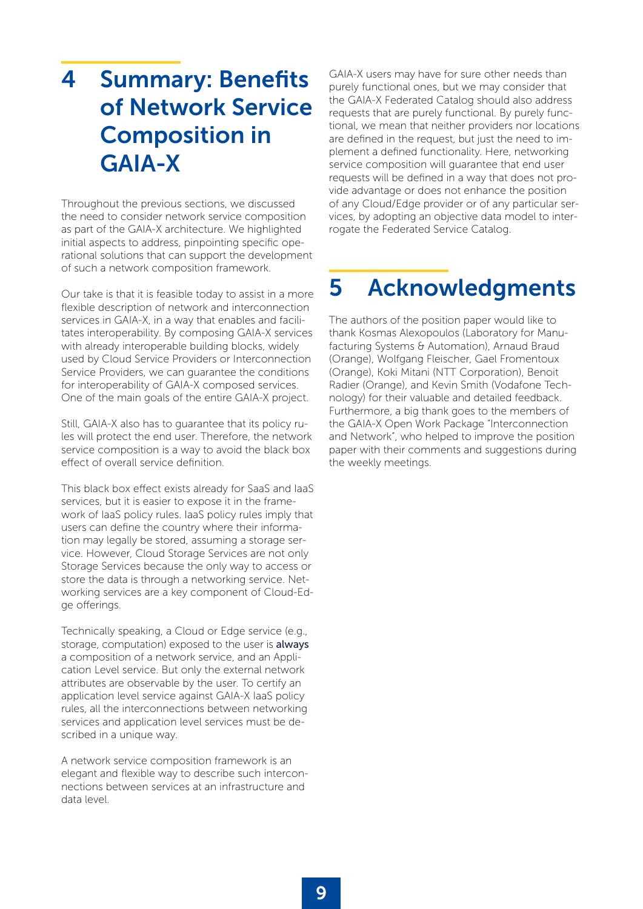# 4 Summary: Benefits of Network Service Composition in GAIA-X

Throughout the previous sections, we discussed the need to consider network service composition as part of the GAIA-X architecture. We highlighted initial aspects to address, pinpointing specific operational solutions that can support the development of such a network composition framework.

Our take is that it is feasible today to assist in a more flexible description of network and interconnection services in GAIA-X, in a way that enables and facilitates interoperability. By composing GAIA-X services with already interoperable building blocks, widely used by Cloud Service Providers or Interconnection Service Providers, we can guarantee the conditions for interoperability of GAIA-X composed services. One of the main goals of the entire GAIA-X project.

Still, GAIA-X also has to guarantee that its policy rules will protect the end user. Therefore, the network service composition is a way to avoid the black box effect of overall service definition.

This black box effect exists already for SaaS and IaaS services, but it is easier to expose it in the framework of IaaS policy rules. IaaS policy rules imply that users can define the country where their information may legally be stored, assuming a storage service. However, Cloud Storage Services are not only Storage Services because the only way to access or store the data is through a networking service. Networking services are a key component of Cloud-Edge offerings.

Technically speaking, a Cloud or Edge service (e.g., storage, computation) exposed to the user is **always** a composition of a network service, and an Application Level service. But only the external network attributes are observable by the user. To certify an application level service against GAIA-X IaaS policy rules, all the interconnections between networking services and application level services must be described in a unique way.

A network service composition framework is an elegant and flexible way to describe such interconnections between services at an infrastructure and data level.

GAIA-X users may have for sure other needs than purely functional ones, but we may consider that the GAIA-X Federated Catalog should also address requests that are purely functional. By purely functional, we mean that neither providers nor locations are defined in the request, but just the need to implement a defined functionality. Here, networking service composition will guarantee that end user requests will be defined in a way that does not provide advantage or does not enhance the position of any Cloud/Edge provider or of any particular services, by adopting an objective data model to interrogate the Federated Service Catalog.

# 5 Acknowledgments

The authors of the position paper would like to thank Kosmas Alexopoulos (Laboratory for Manufacturing Systems & Automation), Arnaud Braud (Orange), Wolfgang Fleischer, Gael Fromentoux (Orange), Koki Mitani (NTT Corporation), Benoit Radier (Orange), and Kevin Smith (Vodafone Technology) for their valuable and detailed feedback. Furthermore, a big thank goes to the members of the GAIA-X Open Work Package "Interconnection and Network", who helped to improve the position paper with their comments and suggestions during the weekly meetings.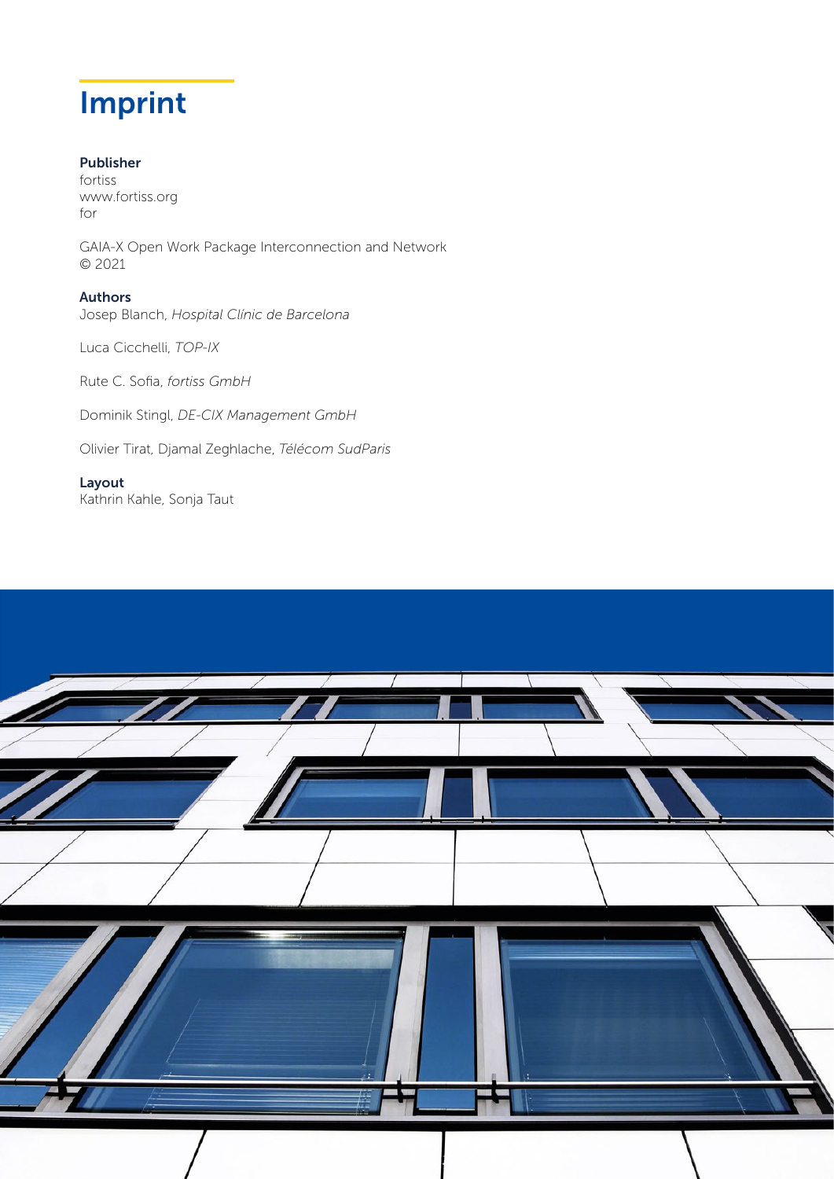# Imprint

**Publisher**
fortiss
www.fortiss.org
for

GAIA-X Open Work Package Interconnection and Network
© 2021

**Authors**
Josep Blanch, *Hospital Clínic de Barcelona*

Luca Cicchelli, *TOP-IX*

Rute C. Sofia, *fortiss GmbH*

Dominik Stingl, *DE-CIX Management GmbH*

Olivier Tirat, Djamal Zeghlache, *Télécom SudParis*

**Layout**
Kathrin Kahle, Sonja Taut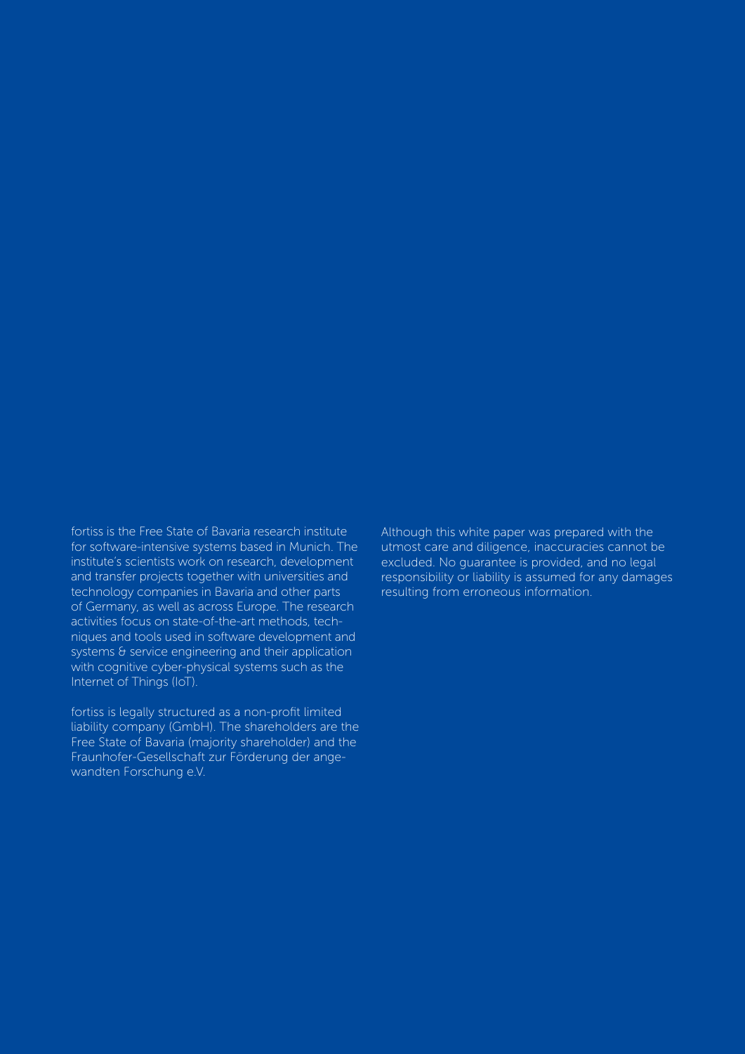fortiss is the Free State of Bavaria research institute for software-intensive systems based in Munich. The institute's scientists work on research, development and transfer projects together with universities and technology companies in Bavaria and other parts of Germany, as well as across Europe. The research activities focus on state-of-the-art methods, techniques and tools used in software development and systems & service engineering and their application with cognitive cyber-physical systems such as the Internet of Things (IoT).

fortiss is legally structured as a non-profit limited liability company (GmbH). The shareholders are the Free State of Bavaria (majority shareholder) and the Fraunhofer-Gesellschaft zur Förderung der angewandten Forschung e.V.

Although this white paper was prepared with the utmost care and diligence, inaccuracies cannot be excluded. No guarantee is provided, and no legal responsibility or liability is assumed for any damages resulting from erroneous information.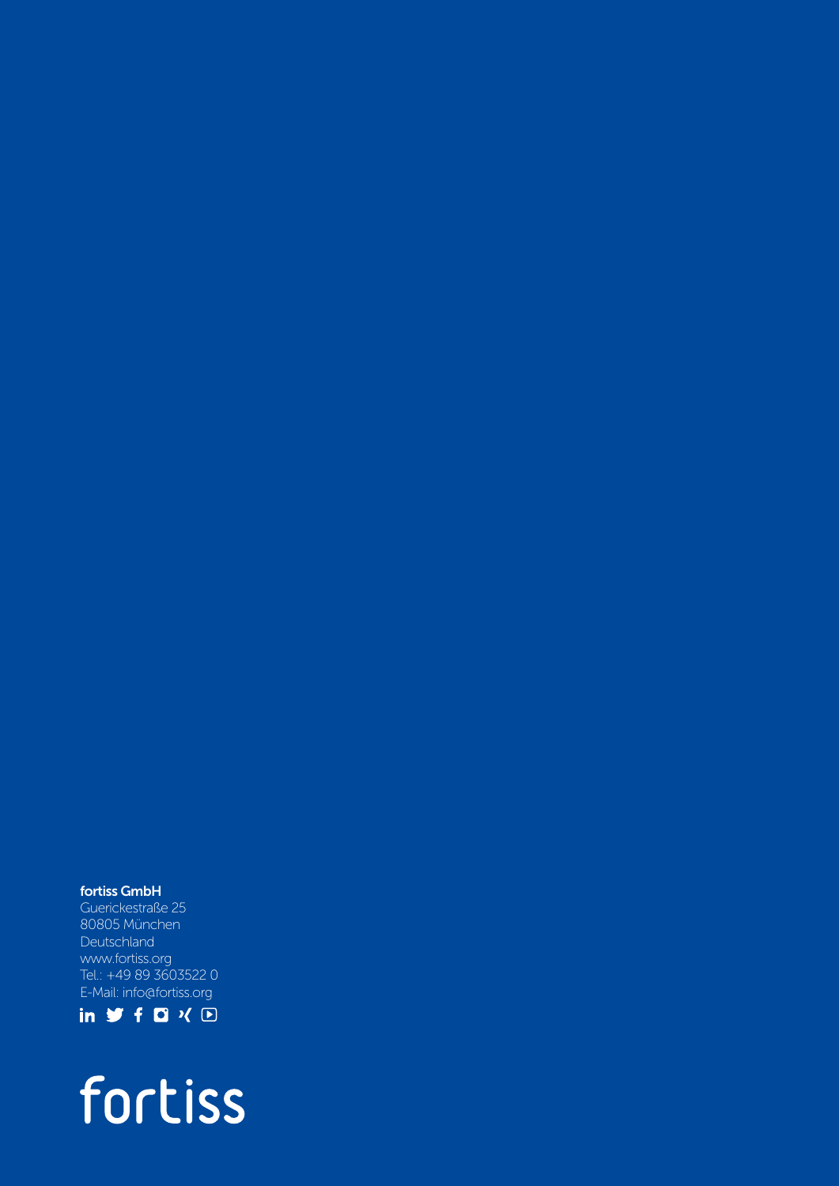**fortiss GmbH**
Guerickestraße 25
80805 München
Deutschland
www.fortiss.org
Tel.: +49 89 3603522 0
E-Mail: info@fortiss.org

fortiss